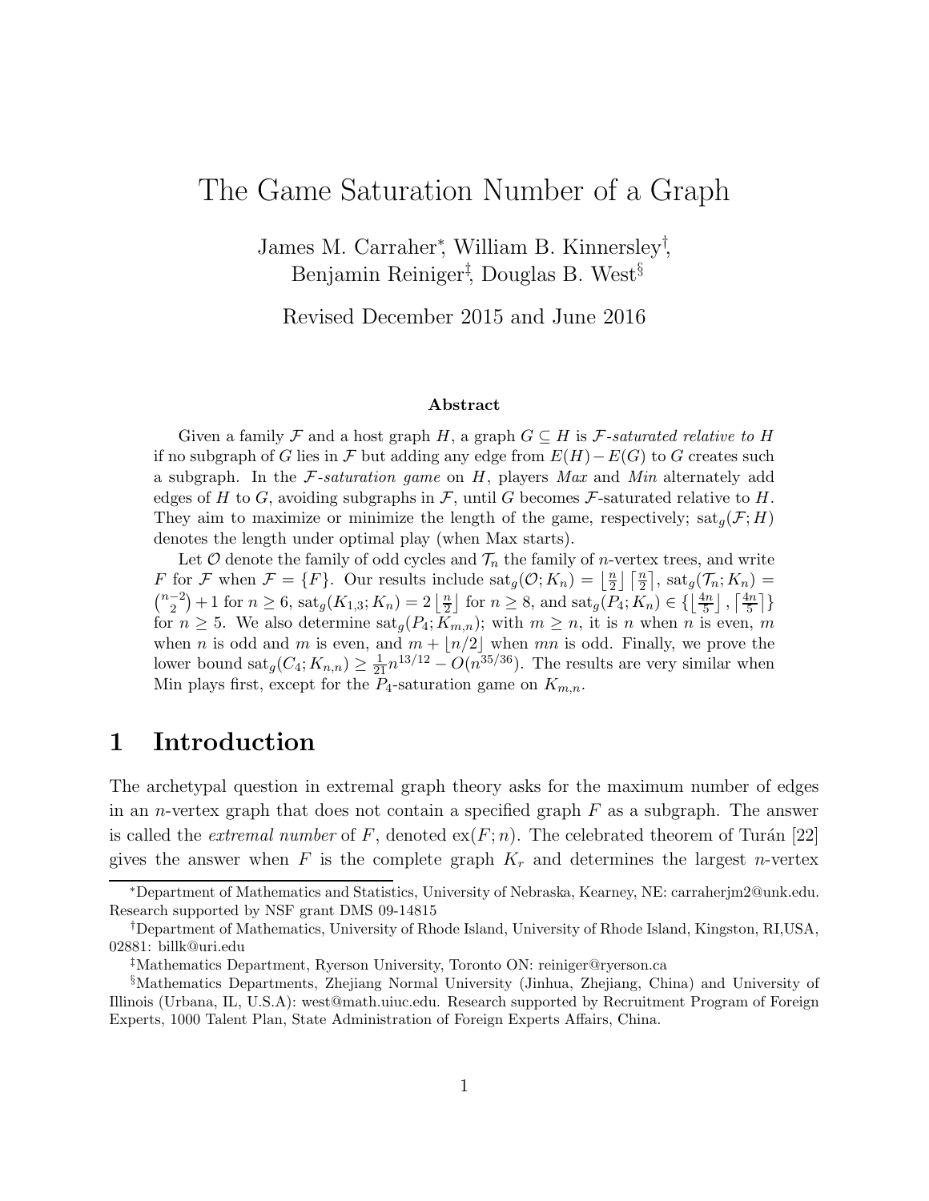# The Game Saturation Number of a Graph

James M. Carraher*, William B. Kinnersley†, Benjamin Reiniger‡, Douglas B. West§

Revised December 2015 and June 2016

### Abstract

Given a family $\mathcal{F}$ and a host graph $H$, a graph $G \subseteq H$ is *$\mathcal{F}$-saturated relative to $H$* if no subgraph of $G$ lies in $\mathcal{F}$ but adding any edge from $E(H) - E(G)$ to $G$ creates such a subgraph. In the *$\mathcal{F}$-saturation game* on $H$, players *Max* and *Min* alternately add edges of $H$ to $G$, avoiding subgraphs in $\mathcal{F}$, until $G$ becomes $\mathcal{F}$-saturated relative to $H$. They aim to maximize or minimize the length of the game, respectively; $\mathrm{sat}_g(\mathcal{F}; H)$ denotes the length under optimal play (when Max starts).

Let $\mathcal{O}$ denote the family of odd cycles and $\mathcal{T}_n$ the family of $n$-vertex trees, and write $F$ for $\mathcal{F}$ when $\mathcal{F} = \{F\}$. Our results include $\mathrm{sat}_g(\mathcal{O}; K_n) = \lfloor \frac{n}{2} \rfloor \lceil \frac{n}{2} \rceil$, $\mathrm{sat}_g(\mathcal{T}_n; K_n) = \binom{n-2}{2} + 1$ for $n \geq 6$, $\mathrm{sat}_g(K_{1,3}; K_n) = 2 \lfloor \frac{n}{2} \rfloor$ for $n \geq 8$, and $\mathrm{sat}_g(P_4; K_n) \in \{\lfloor \frac{4n}{5} \rfloor, \lceil \frac{4n}{5} \rceil\}$ for $n \geq 5$. We also determine $\mathrm{sat}_g(P_4; K_{m,n})$; with $m \geq n$, it is $n$ when $n$ is even, $m$ when $n$ is odd and $m$ is even, and $m + \lfloor n/2 \rfloor$ when $mn$ is odd. Finally, we prove the lower bound $\mathrm{sat}_g(C_4; K_{n,n}) \geq \frac{1}{21} n^{13/12} - O(n^{35/36})$. The results are very similar when Min plays first, except for the $P_4$-saturation game on $K_{m,n}$.

## 1 Introduction

The archetypal question in extremal graph theory asks for the maximum number of edges in an $n$-vertex graph that does not contain a specified graph $F$ as a subgraph. The answer is called the *extremal number* of $F$, denoted $\mathrm{ex}(F; n)$. The celebrated theorem of Turán [22] gives the answer when $F$ is the complete graph $K_r$ and determines the largest $n$-vertex

---

*Department of Mathematics and Statistics, University of Nebraska, Kearney, NE: carraherjm2@unk.edu. Research supported by NSF grant DMS 09-14815

†Department of Mathematics, University of Rhode Island, University of Rhode Island, Kingston, RI,USA, 02881: billk@uri.edu

‡Mathematics Department, Ryerson University, Toronto ON: reiniger@ryerson.ca

§Mathematics Departments, Zhejiang Normal University (Jinhua, Zhejiang, China) and University of Illinois (Urbana, IL, U.S.A): west@math.uiuc.edu. Research supported by Recruitment Program of Foreign Experts, 1000 Talent Plan, State Administration of Foreign Experts Affairs, China.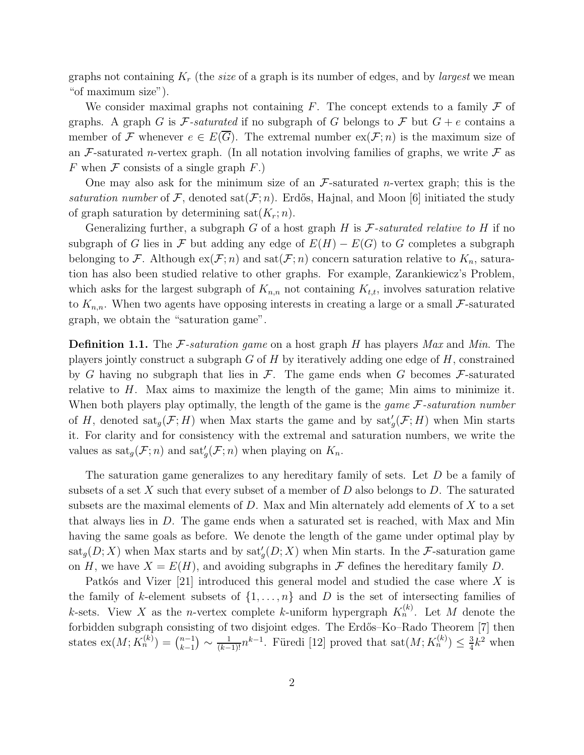graphs not containing $K_r$ (the *size* of a graph is its number of edges, and by *largest* we mean "of maximum size").

We consider maximal graphs not containing $F$. The concept extends to a family $\mathcal{F}$ of graphs. A graph $G$ is *$\mathcal{F}$-saturated* if no subgraph of $G$ belongs to $\mathcal{F}$ but $G + e$ contains a member of $\mathcal{F}$ whenever $e \in E(\overline{G})$. The extremal number $\mathrm{ex}(\mathcal{F}; n)$ is the maximum size of an $\mathcal{F}$-saturated $n$-vertex graph. (In all notation involving families of graphs, we write $\mathcal{F}$ as $F$ when $\mathcal{F}$ consists of a single graph $F$.)

One may also ask for the minimum size of an $\mathcal{F}$-saturated $n$-vertex graph; this is the *saturation number* of $\mathcal{F}$, denoted $\mathrm{sat}(\mathcal{F}; n)$. Erdős, Hajnal, and Moon [6] initiated the study of graph saturation by determining $\mathrm{sat}(K_r; n)$.

Generalizing further, a subgraph $G$ of a host graph $H$ is *$\mathcal{F}$-saturated relative to $H$* if no subgraph of $G$ lies in $\mathcal{F}$ but adding any edge of $E(H) - E(G)$ to $G$ completes a subgraph belonging to $\mathcal{F}$. Although $\mathrm{ex}(\mathcal{F}; n)$ and $\mathrm{sat}(\mathcal{F}; n)$ concern saturation relative to $K_n$, saturation has also been studied relative to other graphs. For example, Zarankiewicz's Problem, which asks for the largest subgraph of $K_{n,n}$ not containing $K_{t,t}$, involves saturation relative to $K_{n,n}$. When two agents have opposing interests in creating a large or a small $\mathcal{F}$-saturated graph, we obtain the "saturation game".

**Definition 1.1.** The *$\mathcal{F}$-saturation game* on a host graph $H$ has players *Max* and *Min*. The players jointly construct a subgraph $G$ of $H$ by iteratively adding one edge of $H$, constrained by $G$ having no subgraph that lies in $\mathcal{F}$. The game ends when $G$ becomes $\mathcal{F}$-saturated relative to $H$. Max aims to maximize the length of the game; Min aims to minimize it. When both players play optimally, the length of the game is the *game $\mathcal{F}$-saturation number* of $H$, denoted $\mathrm{sat}_g(\mathcal{F}; H)$ when Max starts the game and by $\mathrm{sat}'_g(\mathcal{F}; H)$ when Min starts it. For clarity and for consistency with the extremal and saturation numbers, we write the values as $\mathrm{sat}_g(\mathcal{F}; n)$ and $\mathrm{sat}'_g(\mathcal{F}; n)$ when playing on $K_n$.

The saturation game generalizes to any hereditary family of sets. Let $D$ be a family of subsets of a set $X$ such that every subset of a member of $D$ also belongs to $D$. The saturated subsets are the maximal elements of $D$. Max and Min alternately add elements of $X$ to a set that always lies in $D$. The game ends when a saturated set is reached, with Max and Min having the same goals as before. We denote the length of the game under optimal play by $\mathrm{sat}_g(D; X)$ when Max starts and by $\mathrm{sat}'_g(D; X)$ when Min starts. In the $\mathcal{F}$-saturation game on $H$, we have $X = E(H)$, and avoiding subgraphs in $\mathcal{F}$ defines the hereditary family $D$.

Patkós and Vizer [21] introduced this general model and studied the case where $X$ is the family of $k$-element subsets of $\{1, \ldots, n\}$ and $D$ is the set of intersecting families of $k$-sets. View $X$ as the $n$-vertex complete $k$-uniform hypergraph $K_n^{(k)}$. Let $M$ denote the forbidden subgraph consisting of two disjoint edges. The Erdős–Ko–Rado Theorem [7] then states $\mathrm{ex}(M; K_n^{(k)}) = \binom{n-1}{k-1} \sim \frac{1}{(k-1)!} n^{k-1}$. Füredi [12] proved that $\mathrm{sat}(M; K_n^{(k)}) \le \frac{3}{4} k^2$ when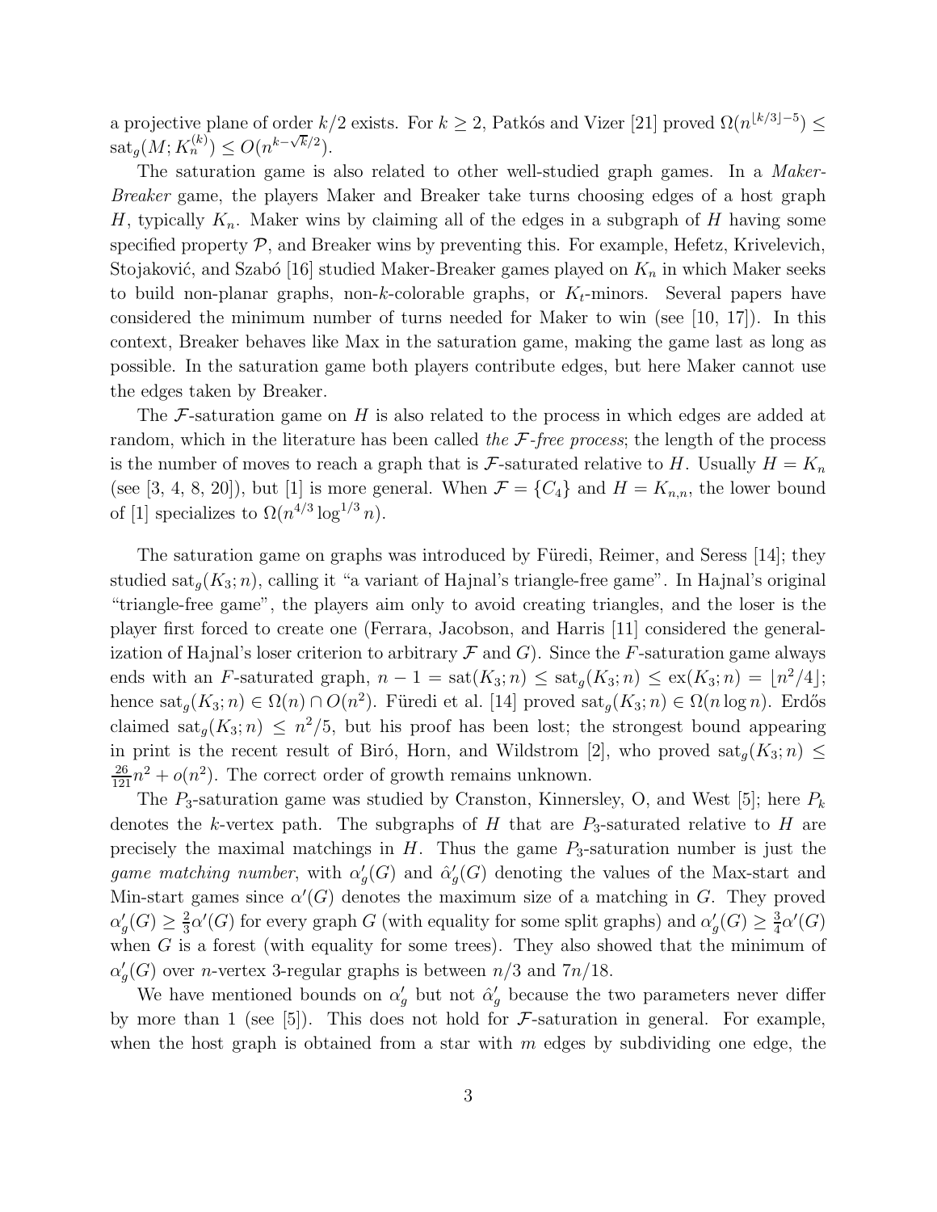a projective plane of order $k/2$ exists. For $k \geq 2$, Patkós and Vizer [21] proved $\Omega(n^{\lfloor k/3 \rfloor - 5}) \leq \mathrm{sat}_g(M; K_n^{(k)}) \leq O(n^{k - \sqrt{k}/2})$.

The saturation game is also related to other well-studied graph games. In a *Maker-Breaker* game, the players Maker and Breaker take turns choosing edges of a host graph $H$, typically $K_n$. Maker wins by claiming all of the edges in a subgraph of $H$ having some specified property $\mathcal{P}$, and Breaker wins by preventing this. For example, Hefetz, Krivelevich, Stojaković, and Szabó [16] studied Maker-Breaker games played on $K_n$ in which Maker seeks to build non-planar graphs, non-$k$-colorable graphs, or $K_t$-minors. Several papers have considered the minimum number of turns needed for Maker to win (see [10, 17]). In this context, Breaker behaves like Max in the saturation game, making the game last as long as possible. In the saturation game both players contribute edges, but here Maker cannot use the edges taken by Breaker.

The $\mathcal{F}$-saturation game on $H$ is also related to the process in which edges are added at random, which in the literature has been called *the $\mathcal{F}$-free process*; the length of the process is the number of moves to reach a graph that is $\mathcal{F}$-saturated relative to $H$. Usually $H = K_n$ (see [3, 4, 8, 20]), but [1] is more general. When $\mathcal{F} = \{C_4\}$ and $H = K_{n,n}$, the lower bound of [1] specializes to $\Omega(n^{4/3} \log^{1/3} n)$.

The saturation game on graphs was introduced by Füredi, Reimer, and Seress [14]; they studied $\mathrm{sat}_g(K_3; n)$, calling it "a variant of Hajnal's triangle-free game". In Hajnal's original "triangle-free game", the players aim only to avoid creating triangles, and the loser is the player first forced to create one (Ferrara, Jacobson, and Harris [11] considered the generalization of Hajnal's loser criterion to arbitrary $\mathcal{F}$ and $G$). Since the $F$-saturation game always ends with an $F$-saturated graph, $n - 1 = \mathrm{sat}(K_3; n) \leq \mathrm{sat}_g(K_3; n) \leq \mathrm{ex}(K_3; n) = \lfloor n^2/4 \rfloor$; hence $\mathrm{sat}_g(K_3; n) \in \Omega(n) \cap O(n^2)$. Füredi et al. [14] proved $\mathrm{sat}_g(K_3; n) \in \Omega(n \log n)$. Erdős claimed $\mathrm{sat}_g(K_3; n) \leq n^2/5$, but his proof has been lost; the strongest bound appearing in print is the recent result of Biró, Horn, and Wildstrom [2], who proved $\mathrm{sat}_g(K_3; n) \leq \frac{26}{121} n^2 + o(n^2)$. The correct order of growth remains unknown.

The $P_3$-saturation game was studied by Cranston, Kinnersley, O, and West [5]; here $P_k$ denotes the $k$-vertex path. The subgraphs of $H$ that are $P_3$-saturated relative to $H$ are precisely the maximal matchings in $H$. Thus the game $P_3$-saturation number is just the *game matching number*, with $\alpha'_g(G)$ and $\hat{\alpha}'_g(G)$ denoting the values of the Max-start and Min-start games since $\alpha'(G)$ denotes the maximum size of a matching in $G$. They proved $\alpha'_g(G) \geq \frac{2}{3}\alpha'(G)$ for every graph $G$ (with equality for some split graphs) and $\alpha'_g(G) \geq \frac{3}{4}\alpha'(G)$ when $G$ is a forest (with equality for some trees). They also showed that the minimum of $\alpha'_g(G)$ over $n$-vertex 3-regular graphs is between $n/3$ and $7n/18$.

We have mentioned bounds on $\alpha'_g$ but not $\hat{\alpha}'_g$ because the two parameters never differ by more than 1 (see [5]). This does not hold for $\mathcal{F}$-saturation in general. For example, when the host graph is obtained from a star with $m$ edges by subdividing one edge, the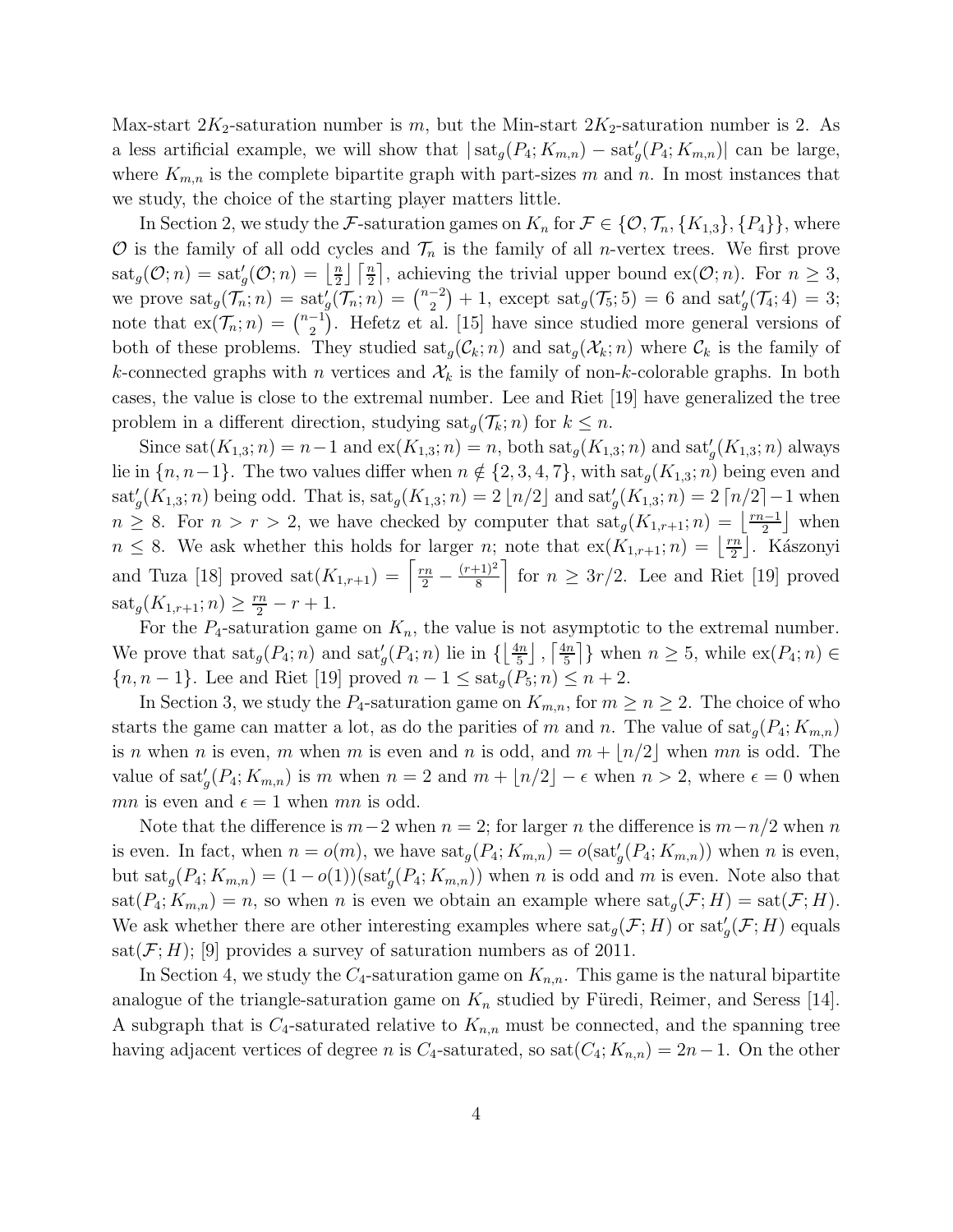Max-start $2K_2$-saturation number is $m$, but the Min-start $2K_2$-saturation number is 2. As a less artificial example, we will show that $|\operatorname{sat}_g(P_4; K_{m,n}) - \operatorname{sat}_g'(P_4; K_{m,n})|$ can be large, where $K_{m,n}$ is the complete bipartite graph with part-sizes $m$ and $n$. In most instances that we study, the choice of the starting player matters little.

In Section 2, we study the $\mathcal{F}$-saturation games on $K_n$ for $\mathcal{F} \in \{\mathcal{O}, \mathcal{T}_n, \{K_{1,3}\}, \{P_4\}\}$, where $\mathcal{O}$ is the family of all odd cycles and $\mathcal{T}_n$ is the family of all $n$-vertex trees. We first prove $\operatorname{sat}_g(\mathcal{O}; n) = \operatorname{sat}_g'(\mathcal{O}; n) = \lfloor \frac{n}{2} \rfloor \lceil \frac{n}{2} \rceil$, achieving the trivial upper bound $\operatorname{ex}(\mathcal{O}; n)$. For $n \geq 3$, we prove $\operatorname{sat}_g(\mathcal{T}_n; n) = \operatorname{sat}_g'(\mathcal{T}_n; n) = \binom{n-2}{2} + 1$, except $\operatorname{sat}_g(\mathcal{T}_5; 5) = 6$ and $\operatorname{sat}_g'(\mathcal{T}_4; 4) = 3$; note that $\operatorname{ex}(\mathcal{T}_n; n) = \binom{n-1}{2}$. Hefetz et al. [15] have since studied more general versions of both of these problems. They studied $\operatorname{sat}_g(\mathcal{C}_k; n)$ and $\operatorname{sat}_g(\mathcal{X}_k; n)$ where $\mathcal{C}_k$ is the family of $k$-connected graphs with $n$ vertices and $\mathcal{X}_k$ is the family of non-$k$-colorable graphs. In both cases, the value is close to the extremal number. Lee and Riet [19] have generalized the tree problem in a different direction, studying $\operatorname{sat}_g(\mathcal{T}_k; n)$ for $k \leq n$.

Since $\operatorname{sat}(K_{1,3}; n) = n-1$ and $\operatorname{ex}(K_{1,3}; n) = n$, both $\operatorname{sat}_g(K_{1,3}; n)$ and $\operatorname{sat}_g'(K_{1,3}; n)$ always lie in $\{n, n-1\}$. The two values differ when $n \notin \{2, 3, 4, 7\}$, with $\operatorname{sat}_g(K_{1,3}; n)$ being even and $\operatorname{sat}_g'(K_{1,3}; n)$ being odd. That is, $\operatorname{sat}_g(K_{1,3}; n) = 2\lfloor n/2 \rfloor$ and $\operatorname{sat}_g'(K_{1,3}; n) = 2\lceil n/2 \rceil - 1$ when $n \geq 8$. For $n > r > 2$, we have checked by computer that $\operatorname{sat}_g(K_{1,r+1}; n) = \lfloor \frac{rn-1}{2} \rfloor$ when $n \leq 8$. We ask whether this holds for larger $n$; note that $\operatorname{ex}(K_{1,r+1}; n) = \lfloor \frac{rn}{2} \rfloor$. Kászonyi and Tuza [18] proved $\operatorname{sat}(K_{1,r+1}) = \left\lceil \frac{rn}{2} - \frac{(r+1)^2}{8} \right\rceil$ for $n \geq 3r/2$. Lee and Riet [19] proved $\operatorname{sat}_g(K_{1,r+1}; n) \geq \frac{rn}{2} - r + 1$.

For the $P_4$-saturation game on $K_n$, the value is not asymptotic to the extremal number. We prove that $\operatorname{sat}_g(P_4; n)$ and $\operatorname{sat}_g'(P_4; n)$ lie in $\{\lfloor \frac{4n}{5} \rfloor, \lceil \frac{4n}{5} \rceil\}$ when $n \geq 5$, while $\operatorname{ex}(P_4; n) \in \{n, n-1\}$. Lee and Riet [19] proved $n - 1 \leq \operatorname{sat}_g(P_5; n) \leq n + 2$.

In Section 3, we study the $P_4$-saturation game on $K_{m,n}$, for $m \geq n \geq 2$. The choice of who starts the game can matter a lot, as do the parities of $m$ and $n$. The value of $\operatorname{sat}_g(P_4; K_{m,n})$ is $n$ when $n$ is even, $m$ when $m$ is even and $n$ is odd, and $m + \lfloor n/2 \rfloor$ when $mn$ is odd. The value of $\operatorname{sat}_g'(P_4; K_{m,n})$ is $m$ when $n = 2$ and $m + \lfloor n/2 \rfloor - \epsilon$ when $n > 2$, where $\epsilon = 0$ when $mn$ is even and $\epsilon = 1$ when $mn$ is odd.

Note that the difference is $m-2$ when $n = 2$; for larger $n$ the difference is $m - n/2$ when $n$ is even. In fact, when $n = o(m)$, we have $\operatorname{sat}_g(P_4; K_{m,n}) = o(\operatorname{sat}_g'(P_4; K_{m,n}))$ when $n$ is even, but $\operatorname{sat}_g(P_4; K_{m,n}) = (1 - o(1))(\operatorname{sat}_g'(P_4; K_{m,n}))$ when $n$ is odd and $m$ is even. Note also that $\operatorname{sat}(P_4; K_{m,n}) = n$, so when $n$ is even we obtain an example where $\operatorname{sat}_g(\mathcal{F}; H) = \operatorname{sat}(\mathcal{F}; H)$. We ask whether there are other interesting examples where $\operatorname{sat}_g(\mathcal{F}; H)$ or $\operatorname{sat}_g'(\mathcal{F}; H)$ equals $\operatorname{sat}(\mathcal{F}; H)$; [9] provides a survey of saturation numbers as of 2011.

In Section 4, we study the $C_4$-saturation game on $K_{n,n}$. This game is the natural bipartite analogue of the triangle-saturation game on $K_n$ studied by Füredi, Reimer, and Seress [14]. A subgraph that is $C_4$-saturated relative to $K_{n,n}$ must be connected, and the spanning tree having adjacent vertices of degree $n$ is $C_4$-saturated, so $\operatorname{sat}(C_4; K_{n,n}) = 2n - 1$. On the other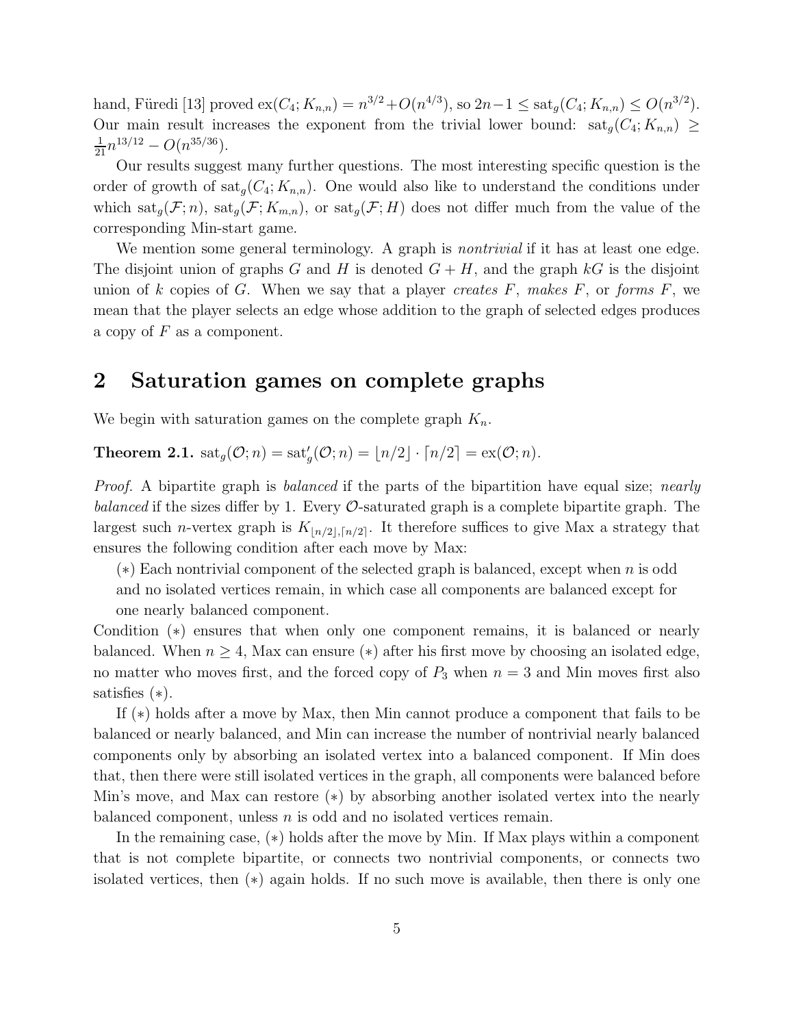hand, Füredi [13] proved $\mathrm{ex}(C_4; K_{n,n}) = n^{3/2} + O(n^{4/3})$, so $2n-1 \le \mathrm{sat}_g(C_4; K_{n,n}) \le O(n^{3/2})$. Our main result increases the exponent from the trivial lower bound: $\mathrm{sat}_g(C_4; K_{n,n}) \ge \frac{1}{21}n^{13/12} - O(n^{35/36})$.

Our results suggest many further questions. The most interesting specific question is the order of growth of $\mathrm{sat}_g(C_4; K_{n,n})$. One would also like to understand the conditions under which $\mathrm{sat}_g(\mathcal{F}; n)$, $\mathrm{sat}_g(\mathcal{F}; K_{m,n})$, or $\mathrm{sat}_g(\mathcal{F}; H)$ does not differ much from the value of the corresponding Min-start game.

We mention some general terminology. A graph is *nontrivial* if it has at least one edge. The disjoint union of graphs $G$ and $H$ is denoted $G + H$, and the graph $kG$ is the disjoint union of $k$ copies of $G$. When we say that a player *creates* $F$, *makes* $F$, or *forms* $F$, we mean that the player selects an edge whose addition to the graph of selected edges produces a copy of $F$ as a component.

## 2 Saturation games on complete graphs

We begin with saturation games on the complete graph $K_n$.

**Theorem 2.1.** $\mathrm{sat}_g(\mathcal{O}; n) = \mathrm{sat}_g'(\mathcal{O}; n) = \lfloor n/2 \rfloor \cdot \lceil n/2 \rceil = \mathrm{ex}(\mathcal{O}; n)$.

*Proof.* A bipartite graph is *balanced* if the parts of the bipartition have equal size; *nearly balanced* if the sizes differ by 1. Every $\mathcal{O}$-saturated graph is a complete bipartite graph. The largest such $n$-vertex graph is $K_{\lfloor n/2 \rfloor, \lceil n/2 \rceil}$. It therefore suffices to give Max a strategy that ensures the following condition after each move by Max:

($*$) Each nontrivial component of the selected graph is balanced, except when $n$ is odd and no isolated vertices remain, in which case all components are balanced except for one nearly balanced component.

Condition ($*$) ensures that when only one component remains, it is balanced or nearly balanced. When $n \ge 4$, Max can ensure ($*$) after his first move by choosing an isolated edge, no matter who moves first, and the forced copy of $P_3$ when $n = 3$ and Min moves first also satisfies ($*$).

If ($*$) holds after a move by Max, then Min cannot produce a component that fails to be balanced or nearly balanced, and Min can increase the number of nontrivial nearly balanced components only by absorbing an isolated vertex into a balanced component. If Min does that, then there were still isolated vertices in the graph, all components were balanced before Min's move, and Max can restore ($*$) by absorbing another isolated vertex into the nearly balanced component, unless $n$ is odd and no isolated vertices remain.

In the remaining case, ($*$) holds after the move by Min. If Max plays within a component that is not complete bipartite, or connects two nontrivial components, or connects two isolated vertices, then ($*$) again holds. If no such move is available, then there is only one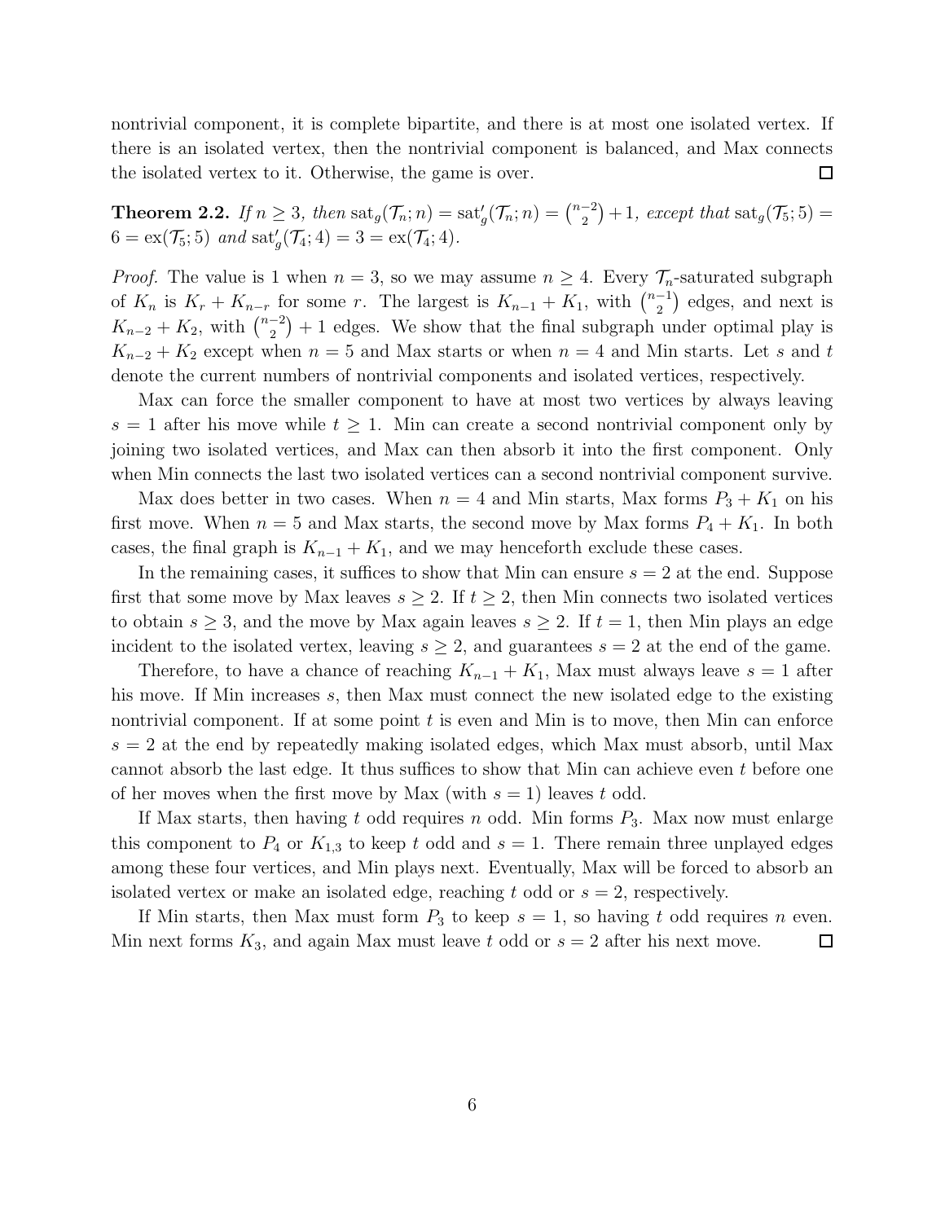nontrivial component, it is complete bipartite, and there is at most one isolated vertex. If there is an isolated vertex, then the nontrivial component is balanced, and Max connects the isolated vertex to it. Otherwise, the game is over. □

**Theorem 2.2.** *If $n \ge 3$, then $\mathrm{sat}_g(\mathcal{T}_n; n) = \mathrm{sat}'_g(\mathcal{T}_n; n) = \binom{n-2}{2} + 1$, except that $\mathrm{sat}_g(\mathcal{T}_5; 5) = 6 = \mathrm{ex}(\mathcal{T}_5; 5)$ and $\mathrm{sat}'_g(\mathcal{T}_4; 4) = 3 = \mathrm{ex}(\mathcal{T}_4; 4)$.*

*Proof.* The value is 1 when $n = 3$, so we may assume $n \ge 4$. Every $\mathcal{T}_n$-saturated subgraph of $K_n$ is $K_r + K_{n-r}$ for some $r$. The largest is $K_{n-1} + K_1$, with $\binom{n-1}{2}$ edges, and next is $K_{n-2} + K_2$, with $\binom{n-2}{2} + 1$ edges. We show that the final subgraph under optimal play is $K_{n-2} + K_2$ except when $n = 5$ and Max starts or when $n = 4$ and Min starts. Let $s$ and $t$ denote the current numbers of nontrivial components and isolated vertices, respectively.

Max can force the smaller component to have at most two vertices by always leaving $s = 1$ after his move while $t \ge 1$. Min can create a second nontrivial component only by joining two isolated vertices, and Max can then absorb it into the first component. Only when Min connects the last two isolated vertices can a second nontrivial component survive.

Max does better in two cases. When $n = 4$ and Min starts, Max forms $P_3 + K_1$ on his first move. When $n = 5$ and Max starts, the second move by Max forms $P_4 + K_1$. In both cases, the final graph is $K_{n-1} + K_1$, and we may henceforth exclude these cases.

In the remaining cases, it suffices to show that Min can ensure $s = 2$ at the end. Suppose first that some move by Max leaves $s \ge 2$. If $t \ge 2$, then Min connects two isolated vertices to obtain $s \ge 3$, and the move by Max again leaves $s \ge 2$. If $t = 1$, then Min plays an edge incident to the isolated vertex, leaving $s \ge 2$, and guarantees $s = 2$ at the end of the game.

Therefore, to have a chance of reaching $K_{n-1} + K_1$, Max must always leave $s = 1$ after his move. If Min increases $s$, then Max must connect the new isolated edge to the existing nontrivial component. If at some point $t$ is even and Min is to move, then Min can enforce $s = 2$ at the end by repeatedly making isolated edges, which Max must absorb, until Max cannot absorb the last edge. It thus suffices to show that Min can achieve even $t$ before one of her moves when the first move by Max (with $s = 1$) leaves $t$ odd.

If Max starts, then having $t$ odd requires $n$ odd. Min forms $P_3$. Max now must enlarge this component to $P_4$ or $K_{1,3}$ to keep $t$ odd and $s = 1$. There remain three unplayed edges among these four vertices, and Min plays next. Eventually, Max will be forced to absorb an isolated vertex or make an isolated edge, reaching $t$ odd or $s = 2$, respectively.

If Min starts, then Max must form $P_3$ to keep $s = 1$, so having $t$ odd requires $n$ even. Min next forms $K_3$, and again Max must leave $t$ odd or $s = 2$ after his next move. □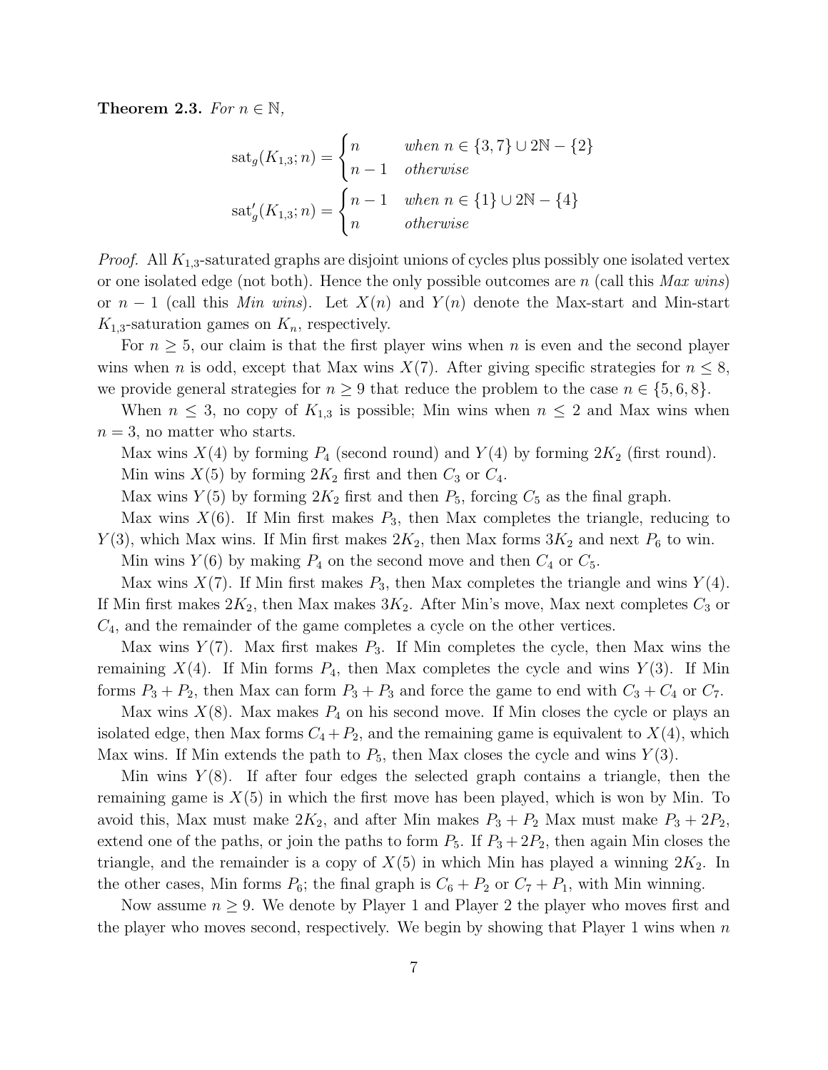**Theorem 2.3.** *For $n \in \mathbb{N}$,*

$$\operatorname{sat}_g(K_{1,3};n) = \begin{cases} n & \text{when } n \in \{3,7\} \cup 2\mathbb{N} - \{2\} \\ n-1 & \text{otherwise} \end{cases}$$

$$\operatorname{sat}'_g(K_{1,3};n) = \begin{cases} n-1 & \text{when } n \in \{1\} \cup 2\mathbb{N} - \{4\} \\ n & \text{otherwise} \end{cases}$$

*Proof.* All $K_{1,3}$-saturated graphs are disjoint unions of cycles plus possibly one isolated vertex or one isolated edge (not both). Hence the only possible outcomes are $n$ (call this *Max wins*) or $n-1$ (call this *Min wins*). Let $X(n)$ and $Y(n)$ denote the Max-start and Min-start $K_{1,3}$-saturation games on $K_n$, respectively.

For $n \geq 5$, our claim is that the first player wins when $n$ is even and the second player wins when $n$ is odd, except that Max wins $X(7)$. After giving specific strategies for $n \leq 8$, we provide general strategies for $n \geq 9$ that reduce the problem to the case $n \in \{5, 6, 8\}$.

When $n \leq 3$, no copy of $K_{1,3}$ is possible; Min wins when $n \leq 2$ and Max wins when $n = 3$, no matter who starts.

Max wins $X(4)$ by forming $P_4$ (second round) and $Y(4)$ by forming $2K_2$ (first round).

Min wins $X(5)$ by forming $2K_2$ first and then $C_3$ or $C_4$.

Max wins $Y(5)$ by forming $2K_2$ first and then $P_5$, forcing $C_5$ as the final graph.

Max wins $X(6)$. If Min first makes $P_3$, then Max completes the triangle, reducing to $Y(3)$, which Max wins. If Min first makes $2K_2$, then Max forms $3K_2$ and next $P_6$ to win.

Min wins $Y(6)$ by making $P_4$ on the second move and then $C_4$ or $C_5$.

Max wins $X(7)$. If Min first makes $P_3$, then Max completes the triangle and wins $Y(4)$. If Min first makes $2K_2$, then Max makes $3K_2$. After Min's move, Max next completes $C_3$ or $C_4$, and the remainder of the game completes a cycle on the other vertices.

Max wins $Y(7)$. Max first makes $P_3$. If Min completes the cycle, then Max wins the remaining $X(4)$. If Min forms $P_4$, then Max completes the cycle and wins $Y(3)$. If Min forms $P_3 + P_2$, then Max can form $P_3 + P_3$ and force the game to end with $C_3 + C_4$ or $C_7$.

Max wins $X(8)$. Max makes $P_4$ on his second move. If Min closes the cycle or plays an isolated edge, then Max forms $C_4 + P_2$, and the remaining game is equivalent to $X(4)$, which Max wins. If Min extends the path to $P_5$, then Max closes the cycle and wins $Y(3)$.

Min wins $Y(8)$. If after four edges the selected graph contains a triangle, then the remaining game is $X(5)$ in which the first move has been played, which is won by Min. To avoid this, Max must make $2K_2$, and after Min makes $P_3 + P_2$ Max must make $P_3 + 2P_2$, extend one of the paths, or join the paths to form $P_5$. If $P_3 + 2P_2$, then again Min closes the triangle, and the remainder is a copy of $X(5)$ in which Min has played a winning $2K_2$. In the other cases, Min forms $P_6$; the final graph is $C_6 + P_2$ or $C_7 + P_1$, with Min winning.

Now assume $n \geq 9$. We denote by Player 1 and Player 2 the player who moves first and the player who moves second, respectively. We begin by showing that Player 1 wins when $n$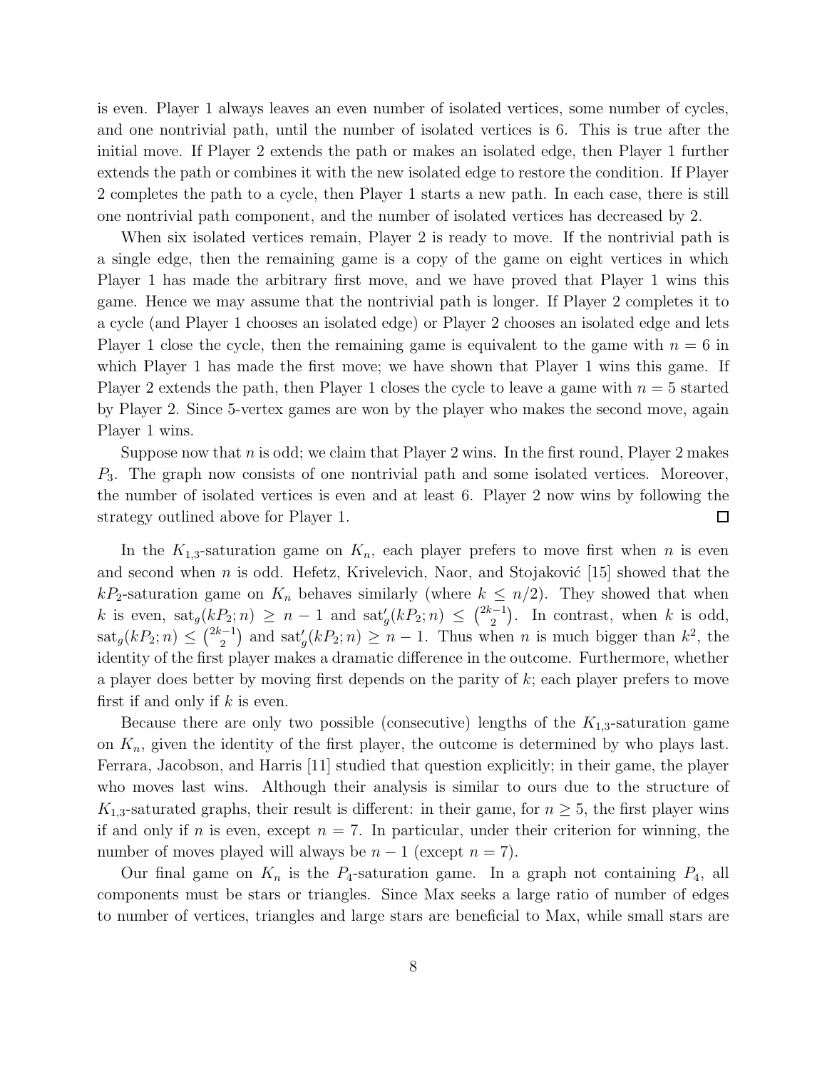is even. Player 1 always leaves an even number of isolated vertices, some number of cycles, and one nontrivial path, until the number of isolated vertices is 6. This is true after the initial move. If Player 2 extends the path or makes an isolated edge, then Player 1 further extends the path or combines it with the new isolated edge to restore the condition. If Player 2 completes the path to a cycle, then Player 1 starts a new path. In each case, there is still one nontrivial path component, and the number of isolated vertices has decreased by 2.

When six isolated vertices remain, Player 2 is ready to move. If the nontrivial path is a single edge, then the remaining game is a copy of the game on eight vertices in which Player 1 has made the arbitrary first move, and we have proved that Player 1 wins this game. Hence we may assume that the nontrivial path is longer. If Player 2 completes it to a cycle (and Player 1 chooses an isolated edge) or Player 2 chooses an isolated edge and lets Player 1 close the cycle, then the remaining game is equivalent to the game with $n = 6$ in which Player 1 has made the first move; we have shown that Player 1 wins this game. If Player 2 extends the path, then Player 1 closes the cycle to leave a game with $n = 5$ started by Player 2. Since 5-vertex games are won by the player who makes the second move, again Player 1 wins.

Suppose now that $n$ is odd; we claim that Player 2 wins. In the first round, Player 2 makes $P_3$. The graph now consists of one nontrivial path and some isolated vertices. Moreover, the number of isolated vertices is even and at least 6. Player 2 now wins by following the strategy outlined above for Player 1. $\square$

In the $K_{1,3}$-saturation game on $K_n$, each player prefers to move first when $n$ is even and second when $n$ is odd. Hefetz, Krivelevich, Naor, and Stojaković [15] showed that the $kP_2$-saturation game on $K_n$ behaves similarly (where $k \le n/2$). They showed that when $k$ is even, $\mathrm{sat}_g(kP_2; n) \ge n - 1$ and $\mathrm{sat}'_g(kP_2; n) \le \binom{2k-1}{2}$. In contrast, when $k$ is odd, $\mathrm{sat}_g(kP_2; n) \le \binom{2k-1}{2}$ and $\mathrm{sat}'_g(kP_2; n) \ge n - 1$. Thus when $n$ is much bigger than $k^2$, the identity of the first player makes a dramatic difference in the outcome. Furthermore, whether a player does better by moving first depends on the parity of $k$; each player prefers to move first if and only if $k$ is even.

Because there are only two possible (consecutive) lengths of the $K_{1,3}$-saturation game on $K_n$, given the identity of the first player, the outcome is determined by who plays last. Ferrara, Jacobson, and Harris [11] studied that question explicitly; in their game, the player who moves last wins. Although their analysis is similar to ours due to the structure of $K_{1,3}$-saturated graphs, their result is different: in their game, for $n \ge 5$, the first player wins if and only if $n$ is even, except $n = 7$. In particular, under their criterion for winning, the number of moves played will always be $n - 1$ (except $n = 7$).

Our final game on $K_n$ is the $P_4$-saturation game. In a graph not containing $P_4$, all components must be stars or triangles. Since Max seeks a large ratio of number of edges to number of vertices, triangles and large stars are beneficial to Max, while small stars are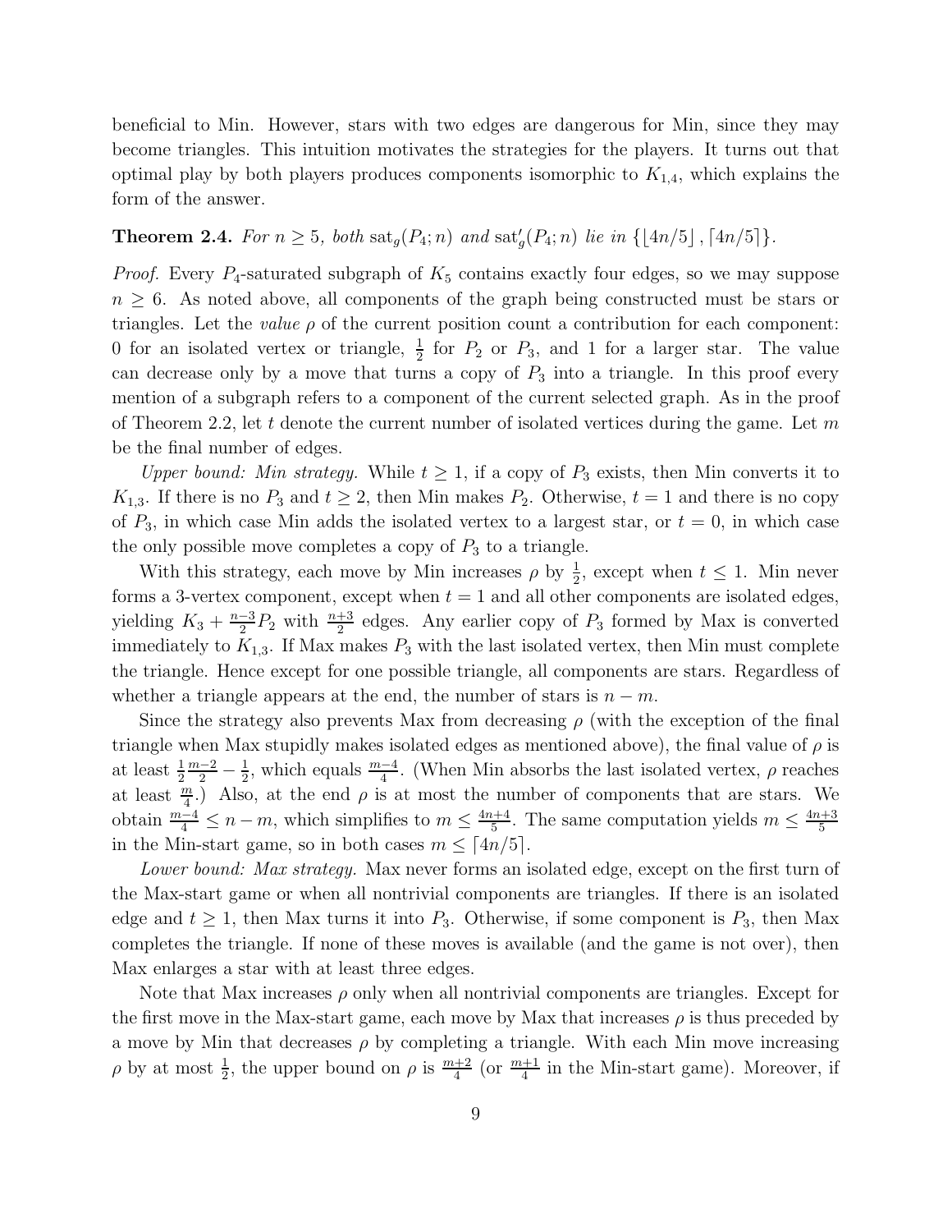beneficial to Min. However, stars with two edges are dangerous for Min, since they may become triangles. This intuition motivates the strategies for the players. It turns out that optimal play by both players produces components isomorphic to $K_{1,4}$, which explains the form of the answer.

**Theorem 2.4.** *For $n \ge 5$, both $\mathrm{sat}_g(P_4;n)$ and $\mathrm{sat}'_g(P_4;n)$ lie in $\{\lfloor 4n/5 \rfloor, \lceil 4n/5 \rceil\}$.*

*Proof.* Every $P_4$-saturated subgraph of $K_5$ contains exactly four edges, so we may suppose $n \ge 6$. As noted above, all components of the graph being constructed must be stars or triangles. Let the *value* $\rho$ of the current position count a contribution for each component: 0 for an isolated vertex or triangle, $\frac{1}{2}$ for $P_2$ or $P_3$, and 1 for a larger star. The value can decrease only by a move that turns a copy of $P_3$ into a triangle. In this proof every mention of a subgraph refers to a component of the current selected graph. As in the proof of Theorem 2.2, let $t$ denote the current number of isolated vertices during the game. Let $m$ be the final number of edges.

*Upper bound: Min strategy.* While $t \ge 1$, if a copy of $P_3$ exists, then Min converts it to $K_{1,3}$. If there is no $P_3$ and $t \ge 2$, then Min makes $P_2$. Otherwise, $t = 1$ and there is no copy of $P_3$, in which case Min adds the isolated vertex to a largest star, or $t = 0$, in which case the only possible move completes a copy of $P_3$ to a triangle.

With this strategy, each move by Min increases $\rho$ by $\frac{1}{2}$, except when $t \le 1$. Min never forms a 3-vertex component, except when $t = 1$ and all other components are isolated edges, yielding $K_3 + \frac{n-3}{2}P_2$ with $\frac{n+3}{2}$ edges. Any earlier copy of $P_3$ formed by Max is converted immediately to $K_{1,3}$. If Max makes $P_3$ with the last isolated vertex, then Min must complete the triangle. Hence except for one possible triangle, all components are stars. Regardless of whether a triangle appears at the end, the number of stars is $n - m$.

Since the strategy also prevents Max from decreasing $\rho$ (with the exception of the final triangle when Max stupidly makes isolated edges as mentioned above), the final value of $\rho$ is at least $\frac{1}{2}\frac{m-2}{2} - \frac{1}{2}$, which equals $\frac{m-4}{4}$. (When Min absorbs the last isolated vertex, $\rho$ reaches at least $\frac{m}{4}$.) Also, at the end $\rho$ is at most the number of components that are stars. We obtain $\frac{m-4}{4} \le n - m$, which simplifies to $m \le \frac{4n+4}{5}$. The same computation yields $m \le \frac{4n+3}{5}$ in the Min-start game, so in both cases $m \le \lceil 4n/5 \rceil$.

*Lower bound: Max strategy.* Max never forms an isolated edge, except on the first turn of the Max-start game or when all nontrivial components are triangles. If there is an isolated edge and $t \ge 1$, then Max turns it into $P_3$. Otherwise, if some component is $P_3$, then Max completes the triangle. If none of these moves is available (and the game is not over), then Max enlarges a star with at least three edges.

Note that Max increases $\rho$ only when all nontrivial components are triangles. Except for the first move in the Max-start game, each move by Max that increases $\rho$ is thus preceded by a move by Min that decreases $\rho$ by completing a triangle. With each Min move increasing $\rho$ by at most $\frac{1}{2}$, the upper bound on $\rho$ is $\frac{m+2}{4}$ (or $\frac{m+1}{4}$ in the Min-start game). Moreover, if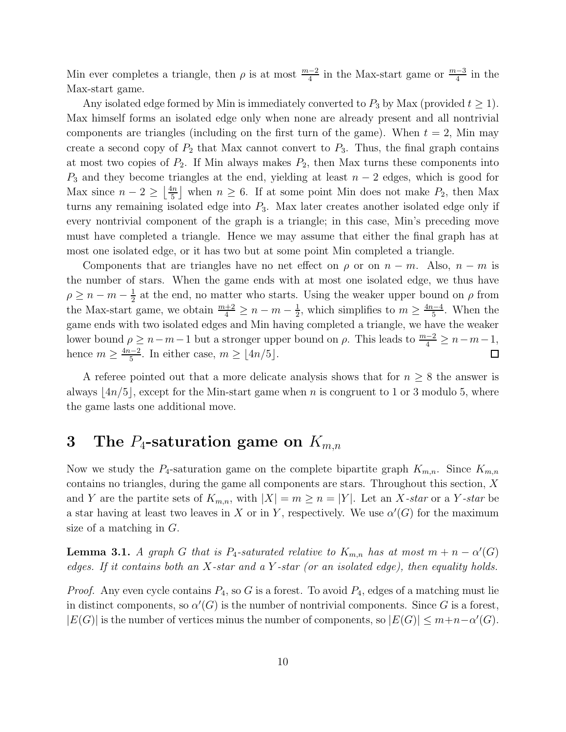Min ever completes a triangle, then $\rho$ is at most $\frac{m-2}{4}$ in the Max-start game or $\frac{m-3}{4}$ in the Max-start game.

Any isolated edge formed by Min is immediately converted to $P_3$ by Max (provided $t \geq 1$). Max himself forms an isolated edge only when none are already present and all nontrivial components are triangles (including on the first turn of the game). When $t = 2$, Min may create a second copy of $P_2$ that Max cannot convert to $P_3$. Thus, the final graph contains at most two copies of $P_2$. If Min always makes $P_2$, then Max turns these components into $P_3$ and they become triangles at the end, yielding at least $n - 2$ edges, which is good for Max since $n - 2 \geq \left\lfloor \frac{4n}{5} \right\rfloor$ when $n \geq 6$. If at some point Min does not make $P_2$, then Max turns any remaining isolated edge into $P_3$. Max later creates another isolated edge only if every nontrivial component of the graph is a triangle; in this case, Min's preceding move must have completed a triangle. Hence we may assume that either the final graph has at most one isolated edge, or it has two but at some point Min completed a triangle.

Components that are triangles have no net effect on $\rho$ or on $n - m$. Also, $n - m$ is the number of stars. When the game ends with at most one isolated edge, we thus have $\rho \geq n - m - \frac{1}{2}$ at the end, no matter who starts. Using the weaker upper bound on $\rho$ from the Max-start game, we obtain $\frac{m+2}{4} \geq n - m - \frac{1}{2}$, which simplifies to $m \geq \frac{4n-4}{5}$. When the game ends with two isolated edges and Min having completed a triangle, we have the weaker lower bound $\rho \geq n - m - 1$ but a stronger upper bound on $\rho$. This leads to $\frac{m-2}{4} \geq n - m - 1$, hence $m \geq \frac{4n-2}{5}$. In either case, $m \geq \lfloor 4n/5 \rfloor$. $\square$

A referee pointed out that a more delicate analysis shows that for $n \geq 8$ the answer is always $\lfloor 4n/5 \rfloor$, except for the Min-start game when $n$ is congruent to 1 or 3 modulo 5, where the game lasts one additional move.

## 3 The $P_4$-saturation game on $K_{m,n}$

Now we study the $P_4$-saturation game on the complete bipartite graph $K_{m,n}$. Since $K_{m,n}$ contains no triangles, during the game all components are stars. Throughout this section, $X$ and $Y$ are the partite sets of $K_{m,n}$, with $|X| = m \geq n = |Y|$. Let an *$X$-star* or a *$Y$-star* be a star having at least two leaves in $X$ or in $Y$, respectively. We use $\alpha'(G)$ for the maximum size of a matching in $G$.

**Lemma 3.1.** *A graph $G$ that is $P_4$-saturated relative to $K_{m,n}$ has at most $m + n - \alpha'(G)$ edges. If it contains both an $X$-star and a $Y$-star (or an isolated edge), then equality holds.*

*Proof.* Any even cycle contains $P_4$, so $G$ is a forest. To avoid $P_4$, edges of a matching must lie in distinct components, so $\alpha'(G)$ is the number of nontrivial components. Since $G$ is a forest, $|E(G)|$ is the number of vertices minus the number of components, so $|E(G)| \leq m+n-\alpha'(G)$.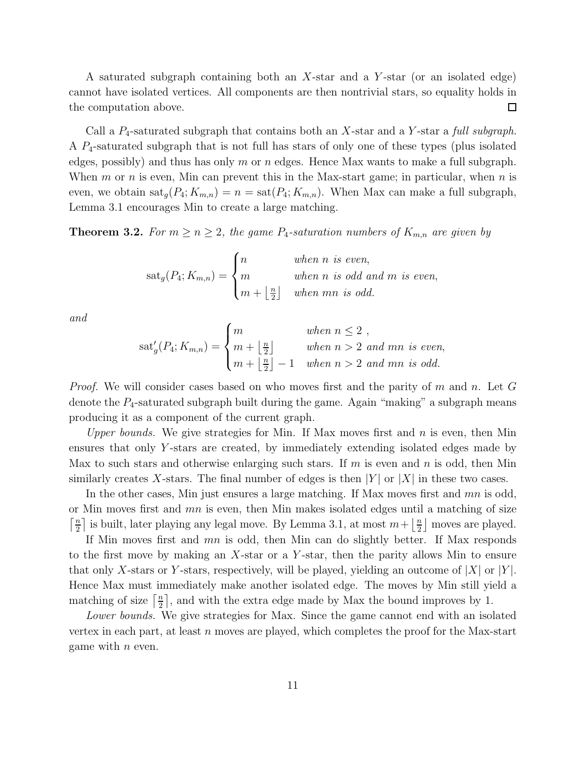A saturated subgraph containing both an $X$-star and a $Y$-star (or an isolated edge) cannot have isolated vertices. All components are then nontrivial stars, so equality holds in the computation above. □

Call a $P_4$-saturated subgraph that contains both an $X$-star and a $Y$-star a *full subgraph*. A $P_4$-saturated subgraph that is not full has stars of only one of these types (plus isolated edges, possibly) and thus has only $m$ or $n$ edges. Hence Max wants to make a full subgraph. When $m$ or $n$ is even, Min can prevent this in the Max-start game; in particular, when $n$ is even, we obtain $\mathrm{sat}_g(P_4; K_{m,n}) = n = \mathrm{sat}(P_4; K_{m,n})$. When Max can make a full subgraph, Lemma 3.1 encourages Min to create a large matching.

**Theorem 3.2.** *For $m \ge n \ge 2$, the game $P_4$-saturation numbers of $K_{m,n}$ are given by*

$$\mathrm{sat}_g(P_4; K_{m,n}) = \begin{cases} n & \text{when } n \text{ is even,} \\ m & \text{when } n \text{ is odd and } m \text{ is even,} \\ m + \left\lfloor \frac{n}{2} \right\rfloor & \text{when } mn \text{ is odd.} \end{cases}$$

*and*

$$\mathrm{sat}_g'(P_4; K_{m,n}) = \begin{cases} m & \text{when } n \le 2 \text{ ,} \\ m + \left\lfloor \frac{n}{2} \right\rfloor & \text{when } n > 2 \text{ and } mn \text{ is even,} \\ m + \left\lfloor \frac{n}{2} \right\rfloor - 1 & \text{when } n > 2 \text{ and } mn \text{ is odd.} \end{cases}$$

*Proof.* We will consider cases based on who moves first and the parity of $m$ and $n$. Let $G$ denote the $P_4$-saturated subgraph built during the game. Again "making" a subgraph means producing it as a component of the current graph.

*Upper bounds.* We give strategies for Min. If Max moves first and $n$ is even, then Min ensures that only $Y$-stars are created, by immediately extending isolated edges made by Max to such stars and otherwise enlarging such stars. If $m$ is even and $n$ is odd, then Min similarly creates $X$-stars. The final number of edges is then $|Y|$ or $|X|$ in these two cases.

In the other cases, Min just ensures a large matching. If Max moves first and $mn$ is odd, or Min moves first and $mn$ is even, then Min makes isolated edges until a matching of size $\left\lceil \frac{n}{2} \right\rceil$ is built, later playing any legal move. By Lemma 3.1, at most $m + \left\lfloor \frac{n}{2} \right\rfloor$ moves are played.

If Min moves first and $mn$ is odd, then Min can do slightly better. If Max responds to the first move by making an $X$-star or a $Y$-star, then the parity allows Min to ensure that only $X$-stars or $Y$-stars, respectively, will be played, yielding an outcome of $|X|$ or $|Y|$. Hence Max must immediately make another isolated edge. The moves by Min still yield a matching of size $\left\lceil \frac{n}{2} \right\rceil$, and with the extra edge made by Max the bound improves by 1.

*Lower bounds.* We give strategies for Max. Since the game cannot end with an isolated vertex in each part, at least $n$ moves are played, which completes the proof for the Max-start game with $n$ even.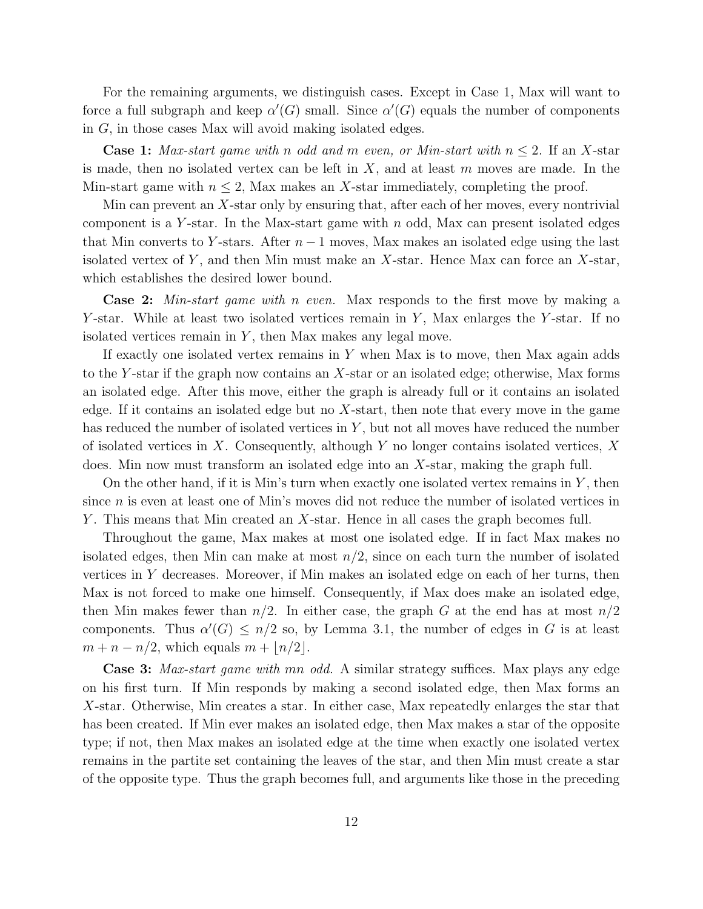For the remaining arguments, we distinguish cases. Except in Case 1, Max will want to force a full subgraph and keep $\alpha'(G)$ small. Since $\alpha'(G)$ equals the number of components in $G$, in those cases Max will avoid making isolated edges.

**Case 1:** *Max-start game with $n$ odd and $m$ even, or Min-start with $n \leq 2$.* If an $X$-star is made, then no isolated vertex can be left in $X$, and at least $m$ moves are made. In the Min-start game with $n \leq 2$, Max makes an $X$-star immediately, completing the proof.

Min can prevent an $X$-star only by ensuring that, after each of her moves, every nontrivial component is a $Y$-star. In the Max-start game with $n$ odd, Max can present isolated edges that Min converts to $Y$-stars. After $n-1$ moves, Max makes an isolated edge using the last isolated vertex of $Y$, and then Min must make an $X$-star. Hence Max can force an $X$-star, which establishes the desired lower bound.

**Case 2:** *Min-start game with $n$ even.* Max responds to the first move by making a $Y$-star. While at least two isolated vertices remain in $Y$, Max enlarges the $Y$-star. If no isolated vertices remain in $Y$, then Max makes any legal move.

If exactly one isolated vertex remains in $Y$ when Max is to move, then Max again adds to the $Y$-star if the graph now contains an $X$-star or an isolated edge; otherwise, Max forms an isolated edge. After this move, either the graph is already full or it contains an isolated edge. If it contains an isolated edge but no $X$-start, then note that every move in the game has reduced the number of isolated vertices in $Y$, but not all moves have reduced the number of isolated vertices in $X$. Consequently, although $Y$ no longer contains isolated vertices, $X$ does. Min now must transform an isolated edge into an $X$-star, making the graph full.

On the other hand, if it is Min's turn when exactly one isolated vertex remains in $Y$, then since $n$ is even at least one of Min's moves did not reduce the number of isolated vertices in $Y$. This means that Min created an $X$-star. Hence in all cases the graph becomes full.

Throughout the game, Max makes at most one isolated edge. If in fact Max makes no isolated edges, then Min can make at most $n/2$, since on each turn the number of isolated vertices in $Y$ decreases. Moreover, if Min makes an isolated edge on each of her turns, then Max is not forced to make one himself. Consequently, if Max does make an isolated edge, then Min makes fewer than $n/2$. In either case, the graph $G$ at the end has at most $n/2$ components. Thus $\alpha'(G) \leq n/2$ so, by Lemma 3.1, the number of edges in $G$ is at least $m + n - n/2$, which equals $m + \lfloor n/2 \rfloor$.

**Case 3:** *Max-start game with $mn$ odd.* A similar strategy suffices. Max plays any edge on his first turn. If Min responds by making a second isolated edge, then Max forms an $X$-star. Otherwise, Min creates a star. In either case, Max repeatedly enlarges the star that has been created. If Min ever makes an isolated edge, then Max makes a star of the opposite type; if not, then Max makes an isolated edge at the time when exactly one isolated vertex remains in the partite set containing the leaves of the star, and then Min must create a star of the opposite type. Thus the graph becomes full, and arguments like those in the preceding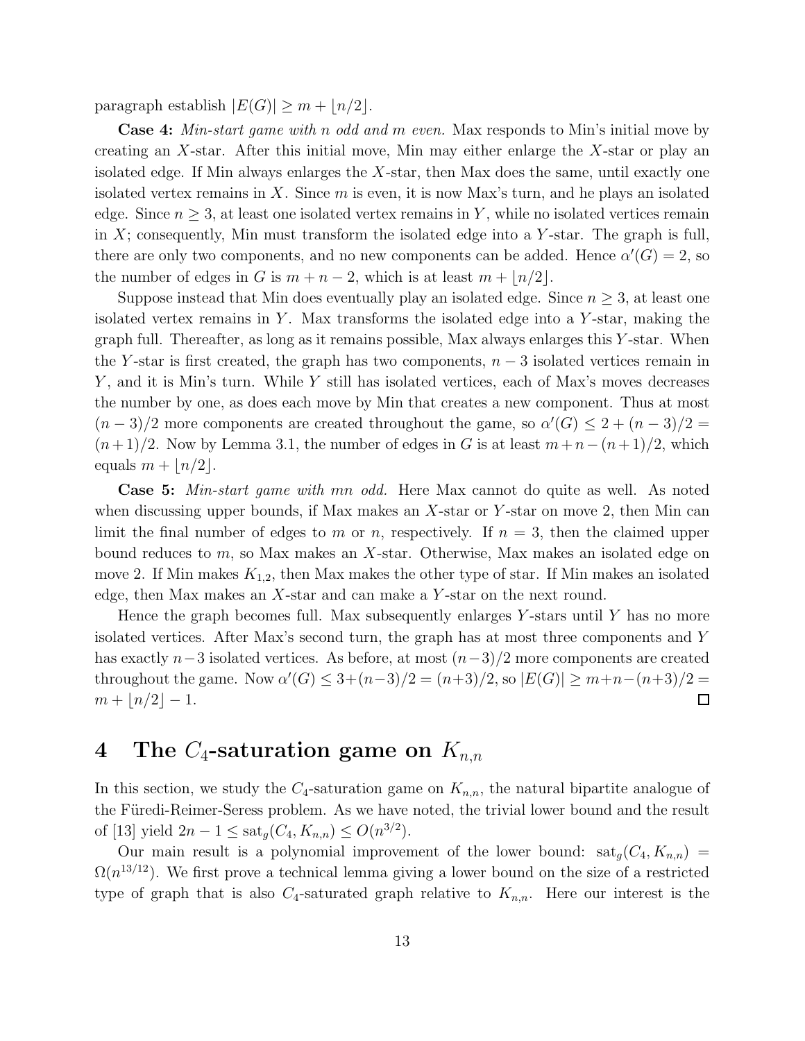paragraph establish $|E(G)| \geq m + \lfloor n/2 \rfloor$.

**Case 4:** *Min-start game with $n$ odd and $m$ even.* Max responds to Min's initial move by creating an $X$-star. After this initial move, Min may either enlarge the $X$-star or play an isolated edge. If Min always enlarges the $X$-star, then Max does the same, until exactly one isolated vertex remains in $X$. Since $m$ is even, it is now Max's turn, and he plays an isolated edge. Since $n \geq 3$, at least one isolated vertex remains in $Y$, while no isolated vertices remain in $X$; consequently, Min must transform the isolated edge into a $Y$-star. The graph is full, there are only two components, and no new components can be added. Hence $\alpha'(G) = 2$, so the number of edges in $G$ is $m + n - 2$, which is at least $m + \lfloor n/2 \rfloor$.

Suppose instead that Min does eventually play an isolated edge. Since $n \geq 3$, at least one isolated vertex remains in $Y$. Max transforms the isolated edge into a $Y$-star, making the graph full. Thereafter, as long as it remains possible, Max always enlarges this $Y$-star. When the $Y$-star is first created, the graph has two components, $n-3$ isolated vertices remain in $Y$, and it is Min's turn. While $Y$ still has isolated vertices, each of Max's moves decreases the number by one, as does each move by Min that creates a new component. Thus at most $(n-3)/2$ more components are created throughout the game, so $\alpha'(G) \leq 2 + (n-3)/2 = (n+1)/2$. Now by Lemma 3.1, the number of edges in $G$ is at least $m + n - (n+1)/2$, which equals $m + \lfloor n/2 \rfloor$.

**Case 5:** *Min-start game with $mn$ odd.* Here Max cannot do quite as well. As noted when discussing upper bounds, if Max makes an $X$-star or $Y$-star on move 2, then Min can limit the final number of edges to $m$ or $n$, respectively. If $n = 3$, then the claimed upper bound reduces to $m$, so Max makes an $X$-star. Otherwise, Max makes an isolated edge on move 2. If Min makes $K_{1,2}$, then Max makes the other type of star. If Min makes an isolated edge, then Max makes an $X$-star and can make a $Y$-star on the next round.

Hence the graph becomes full. Max subsequently enlarges $Y$-stars until $Y$ has no more isolated vertices. After Max's second turn, the graph has at most three components and $Y$ has exactly $n-3$ isolated vertices. As before, at most $(n-3)/2$ more components are created throughout the game. Now $\alpha'(G) \leq 3 + (n-3)/2 = (n+3)/2$, so $|E(G)| \geq m + n - (n+3)/2 = m + \lfloor n/2 \rfloor - 1$. $\square$

# 4 The $C_4$-saturation game on $K_{n,n}$

In this section, we study the $C_4$-saturation game on $K_{n,n}$, the natural bipartite analogue of the Füredi-Reimer-Seress problem. As we have noted, the trivial lower bound and the result of [13] yield $2n - 1 \leq \mathrm{sat}_g(C_4, K_{n,n}) \leq O(n^{3/2})$.

Our main result is a polynomial improvement of the lower bound: $\mathrm{sat}_g(C_4, K_{n,n}) = \Omega(n^{13/12})$. We first prove a technical lemma giving a lower bound on the size of a restricted type of graph that is also $C_4$-saturated graph relative to $K_{n,n}$. Here our interest is the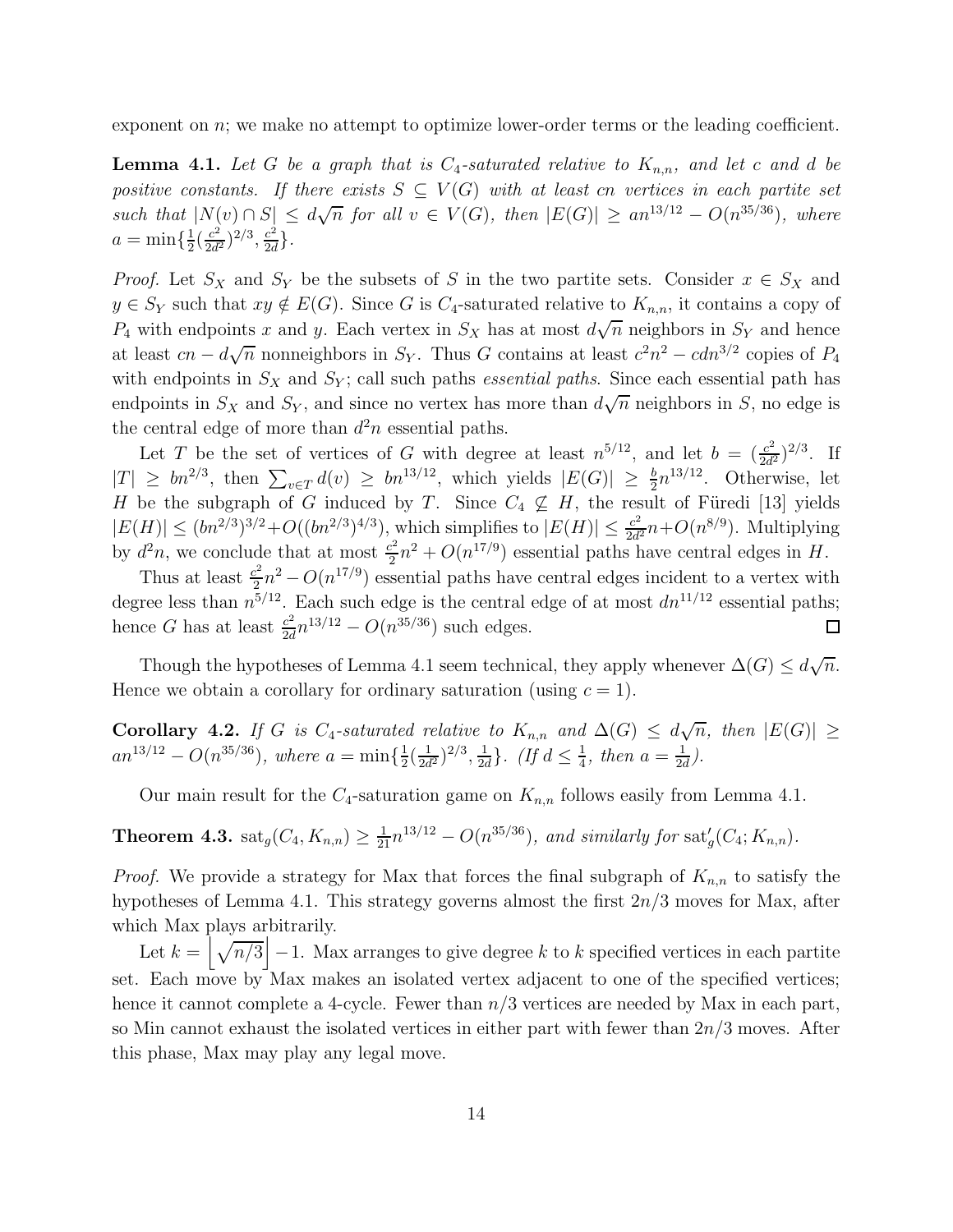exponent on $n$; we make no attempt to optimize lower-order terms or the leading coefficient.

**Lemma 4.1.** *Let $G$ be a graph that is $C_4$-saturated relative to $K_{n,n}$, and let $c$ and $d$ be positive constants. If there exists $S \subseteq V(G)$ with at least $cn$ vertices in each partite set such that $|N(v) \cap S| \le d\sqrt{n}$ for all $v \in V(G)$, then $|E(G)| \ge an^{13/12} - O(n^{35/36})$, where $a = \min\{\frac{1}{2}(\frac{c^2}{2d^2})^{2/3}, \frac{c^2}{2d}\}$.*

*Proof.* Let $S_X$ and $S_Y$ be the subsets of $S$ in the two partite sets. Consider $x \in S_X$ and $y \in S_Y$ such that $xy \notin E(G)$. Since $G$ is $C_4$-saturated relative to $K_{n,n}$, it contains a copy of $P_4$ with endpoints $x$ and $y$. Each vertex in $S_X$ has at most $d\sqrt{n}$ neighbors in $S_Y$ and hence at least $cn - d\sqrt{n}$ nonneighbors in $S_Y$. Thus $G$ contains at least $c^2n^2 - cdn^{3/2}$ copies of $P_4$ with endpoints in $S_X$ and $S_Y$; call such paths *essential paths*. Since each essential path has endpoints in $S_X$ and $S_Y$, and since no vertex has more than $d\sqrt{n}$ neighbors in $S$, no edge is the central edge of more than $d^2n$ essential paths.

Let $T$ be the set of vertices of $G$ with degree at least $n^{5/12}$, and let $b = (\frac{c^2}{2d^2})^{2/3}$. If $|T| \ge bn^{2/3}$, then $\sum_{v\in T} d(v) \ge bn^{13/12}$, which yields $|E(G)| \ge \frac{b}{2}n^{13/12}$. Otherwise, let $H$ be the subgraph of $G$ induced by $T$. Since $C_4 \not\subseteq H$, the result of Füredi [13] yields $|E(H)| \le (bn^{2/3})^{3/2} + O((bn^{2/3})^{4/3})$, which simplifies to $|E(H)| \le \frac{c^2}{2d^2}n + O(n^{8/9})$. Multiplying by $d^2n$, we conclude that at most $\frac{c^2}{2}n^2 + O(n^{17/9})$ essential paths have central edges in $H$.

Thus at least $\frac{c^2}{2}n^2 - O(n^{17/9})$ essential paths have central edges incident to a vertex with degree less than $n^{5/12}$. Each such edge is the central edge of at most $dn^{11/12}$ essential paths; hence $G$ has at least $\frac{c^2}{2d}n^{13/12} - O(n^{35/36})$ such edges. $\square$

Though the hypotheses of Lemma 4.1 seem technical, they apply whenever $\Delta(G) \le d\sqrt{n}$. Hence we obtain a corollary for ordinary saturation (using $c = 1$).

**Corollary 4.2.** *If $G$ is $C_4$-saturated relative to $K_{n,n}$ and $\Delta(G) \le d\sqrt{n}$, then $|E(G)| \ge an^{13/12} - O(n^{35/36})$, where $a = \min\{\frac{1}{2}(\frac{1}{2d^2})^{2/3}, \frac{1}{2d}\}$. (If $d \le \frac{1}{4}$, then $a = \frac{1}{2d}$).*

Our main result for the $C_4$-saturation game on $K_{n,n}$ follows easily from Lemma 4.1.

**Theorem 4.3.** $\mathrm{sat}_g(C_4, K_{n,n}) \ge \frac{1}{21}n^{13/12} - O(n^{35/36})$*, and similarly for* $\mathrm{sat}'_g(C_4; K_{n,n})$.

*Proof.* We provide a strategy for Max that forces the final subgraph of $K_{n,n}$ to satisfy the hypotheses of Lemma 4.1. This strategy governs almost the first $2n/3$ moves for Max, after which Max plays arbitrarily.

Let $k = \left\lfloor \sqrt{n/3} \right\rfloor - 1$. Max arranges to give degree $k$ to $k$ specified vertices in each partite set. Each move by Max makes an isolated vertex adjacent to one of the specified vertices; hence it cannot complete a 4-cycle. Fewer than $n/3$ vertices are needed by Max in each part, so Min cannot exhaust the isolated vertices in either part with fewer than $2n/3$ moves. After this phase, Max may play any legal move.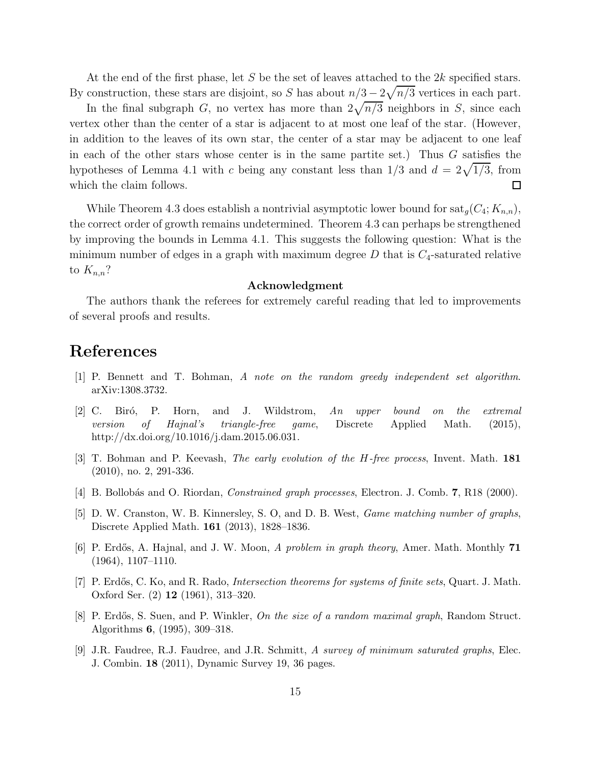At the end of the first phase, let $S$ be the set of leaves attached to the $2k$ specified stars. By construction, these stars are disjoint, so $S$ has about $n/3 - 2\sqrt{n/3}$ vertices in each part.

In the final subgraph $G$, no vertex has more than $2\sqrt{n/3}$ neighbors in $S$, since each vertex other than the center of a star is adjacent to at most one leaf of the star. (However, in addition to the leaves of its own star, the center of a star may be adjacent to one leaf in each of the other stars whose center is in the same partite set.) Thus $G$ satisfies the hypotheses of Lemma 4.1 with $c$ being any constant less than $1/3$ and $d = 2\sqrt{1/3}$, from which the claim follows. □

While Theorem 4.3 does establish a nontrivial asymptotic lower bound for $\mathrm{sat}_g(C_4; K_{n,n})$, the correct order of growth remains undetermined. Theorem 4.3 can perhaps be strengthened by improving the bounds in Lemma 4.1. This suggests the following question: What is the minimum number of edges in a graph with maximum degree $D$ that is $C_4$-saturated relative to $K_{n,n}$?

**Acknowledgment**

The authors thank the referees for extremely careful reading that led to improvements of several proofs and results.

# References

[1] P. Bennett and T. Bohman, *A note on the random greedy independent set algorithm*. arXiv:1308.3732.

[2] C. Biró, P. Horn, and J. Wildstrom, *An upper bound on the extremal version of Hajnal's triangle-free game*, Discrete Applied Math. (2015), http://dx.doi.org/10.1016/j.dam.2015.06.031.

[3] T. Bohman and P. Keevash, *The early evolution of the H-free process*, Invent. Math. **181** (2010), no. 2, 291-336.

[4] B. Bollobás and O. Riordan, *Constrained graph processes*, Electron. J. Comb. **7**, R18 (2000).

[5] D. W. Cranston, W. B. Kinnersley, S. O, and D. B. West, *Game matching number of graphs*, Discrete Applied Math. **161** (2013), 1828–1836.

[6] P. Erdős, A. Hajnal, and J. W. Moon, *A problem in graph theory*, Amer. Math. Monthly **71** (1964), 1107–1110.

[7] P. Erdős, C. Ko, and R. Rado, *Intersection theorems for systems of finite sets*, Quart. J. Math. Oxford Ser. (2) **12** (1961), 313–320.

[8] P. Erdős, S. Suen, and P. Winkler, *On the size of a random maximal graph*, Random Struct. Algorithms **6**, (1995), 309–318.

[9] J.R. Faudree, R.J. Faudree, and J.R. Schmitt, *A survey of minimum saturated graphs*, Elec. J. Combin. **18** (2011), Dynamic Survey 19, 36 pages.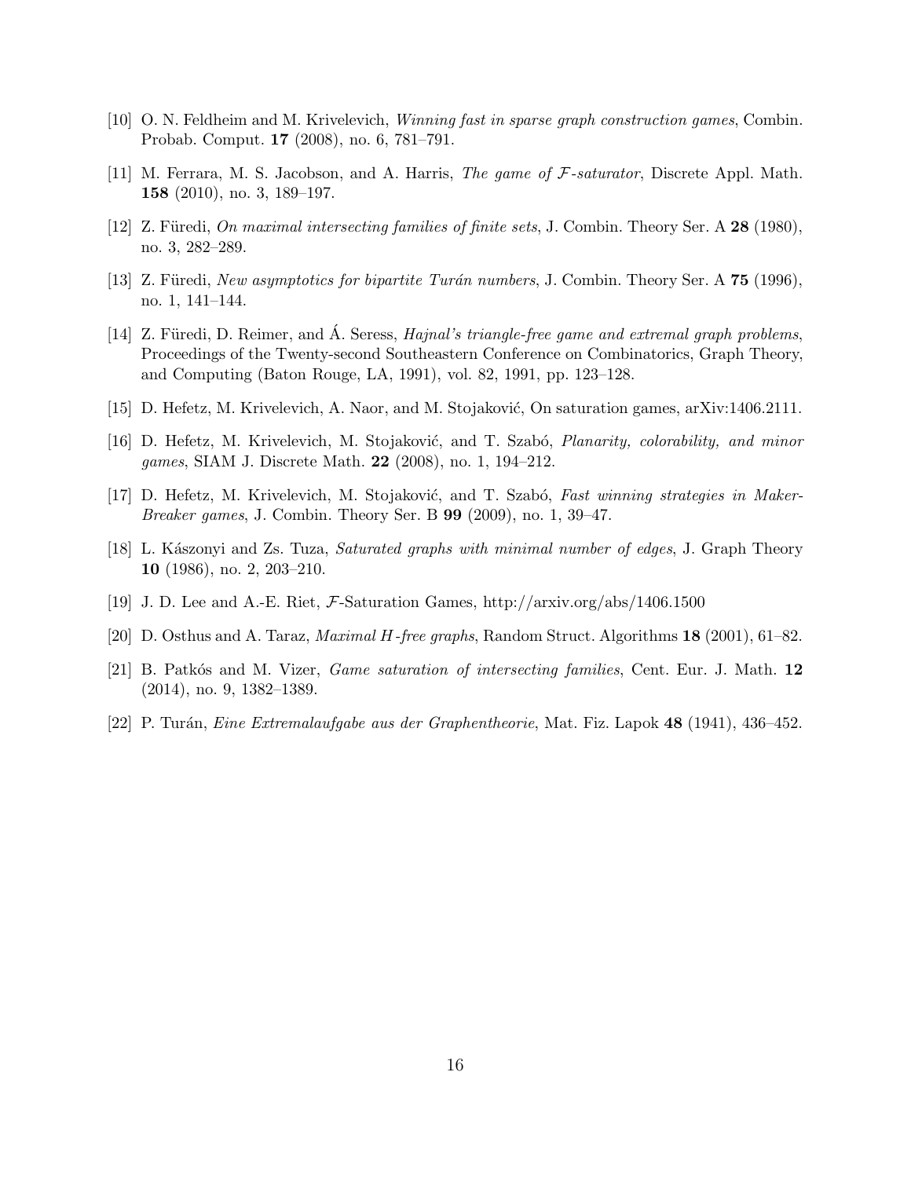[10] O. N. Feldheim and M. Krivelevich, *Winning fast in sparse graph construction games*, Combin. Probab. Comput. **17** (2008), no. 6, 781–791.

[11] M. Ferrara, M. S. Jacobson, and A. Harris, *The game of $\mathcal{F}$-saturator*, Discrete Appl. Math. **158** (2010), no. 3, 189–197.

[12] Z. Füredi, *On maximal intersecting families of finite sets*, J. Combin. Theory Ser. A **28** (1980), no. 3, 282–289.

[13] Z. Füredi, *New asymptotics for bipartite Turán numbers*, J. Combin. Theory Ser. A **75** (1996), no. 1, 141–144.

[14] Z. Füredi, D. Reimer, and Á. Seress, *Hajnal's triangle-free game and extremal graph problems*, Proceedings of the Twenty-second Southeastern Conference on Combinatorics, Graph Theory, and Computing (Baton Rouge, LA, 1991), vol. 82, 1991, pp. 123–128.

[15] D. Hefetz, M. Krivelevich, A. Naor, and M. Stojaković, On saturation games, arXiv:1406.2111.

[16] D. Hefetz, M. Krivelevich, M. Stojaković, and T. Szabó, *Planarity, colorability, and minor games*, SIAM J. Discrete Math. **22** (2008), no. 1, 194–212.

[17] D. Hefetz, M. Krivelevich, M. Stojaković, and T. Szabó, *Fast winning strategies in Maker-Breaker games*, J. Combin. Theory Ser. B **99** (2009), no. 1, 39–47.

[18] L. Kászonyi and Zs. Tuza, *Saturated graphs with minimal number of edges*, J. Graph Theory **10** (1986), no. 2, 203–210.

[19] J. D. Lee and A.-E. Riet, $\mathcal{F}$-Saturation Games, http://arxiv.org/abs/1406.1500

[20] D. Osthus and A. Taraz, *Maximal $H$-free graphs*, Random Struct. Algorithms **18** (2001), 61–82.

[21] B. Patkós and M. Vizer, *Game saturation of intersecting families*, Cent. Eur. J. Math. **12** (2014), no. 9, 1382–1389.

[22] P. Turán, *Eine Extremalaufgabe aus der Graphentheorie*, Mat. Fiz. Lapok **48** (1941), 436–452.